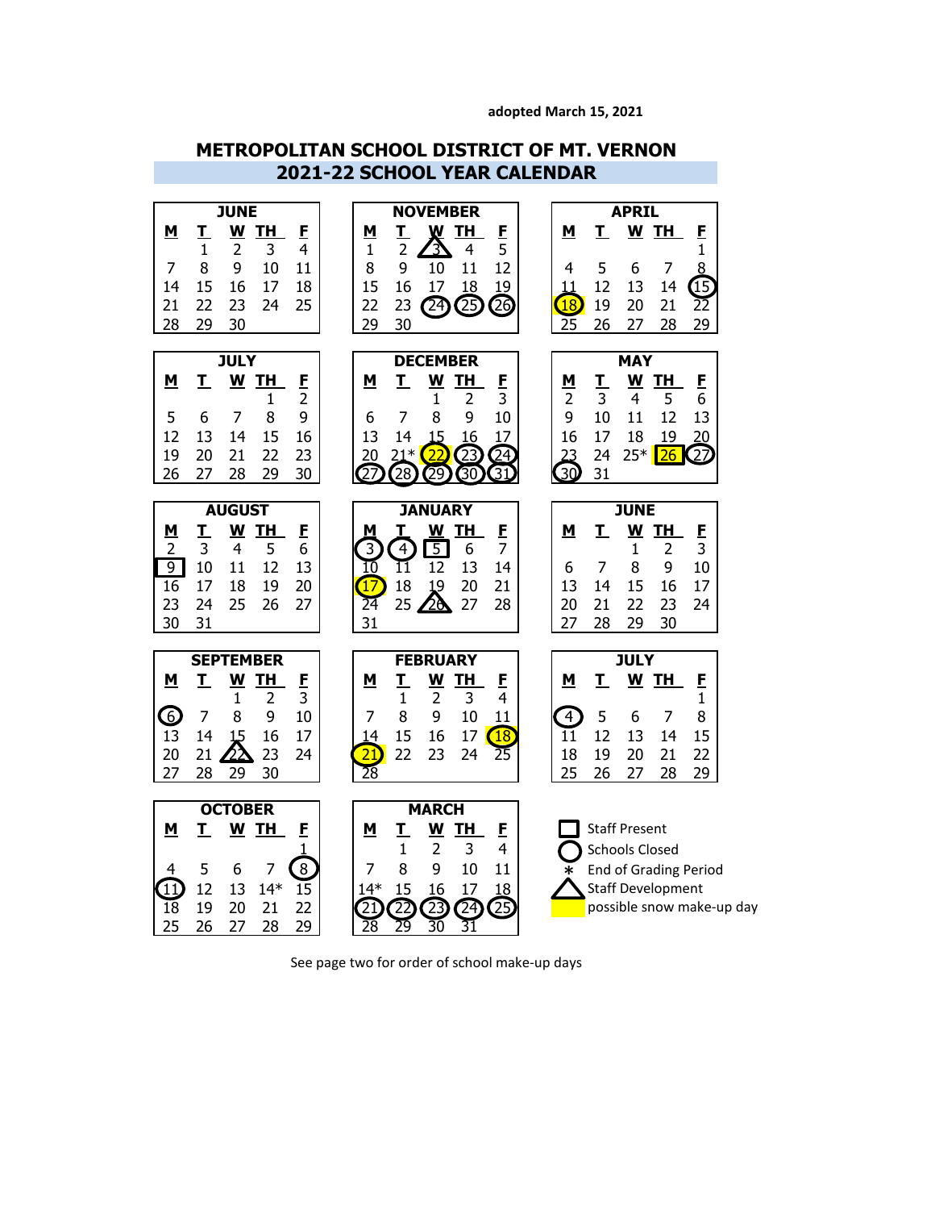adopted March 15, 2021

# METROPOLITAN SCHOOL DISTRICT OF MT. VERNON

## 2021-22 SCHOOL YEAR CALENDAR

### JUNE

| M | T | W | TH | F |
|---|---|---|---|---|
| | 1 | 2 | 3 | 4 |
| 7 | 8 | 9 | 10 | 11 |
| 14 | 15 | 16 | 17 | 18 |
| 21 | 22 | 23 | 24 | 25 |
| 28 | 29 | 30 | | |

### JULY

| M | T | W | TH | F |
|---|---|---|---|---|
| | | | 1 | 2 |
| 5 | 6 | 7 | 8 | 9 |
| 12 | 13 | 14 | 15 | 16 |
| 19 | 20 | 21 | 22 | 23 |
| 26 | 27 | 28 | 29 | 30 |

### AUGUST

| M | T | W | TH | F |
|---|---|---|---|---|
| 2 | 3 | 4 | 5 | 6 |
| [9] | 10 | 11 | 12 | 13 |
| 16 | 17 | 18 | 19 | 20 |
| 23 | 24 | 25 | 26 | 27 |
| 30 | 31 | | | |

### SEPTEMBER

| M | T | W | TH | F |
|---|---|---|---|---|
| | | 1 | 2 | 3 |
| (6) | 7 | 8 | 9 | 10 |
| 13 | 14 | 15 | 16 | 17 |
| 20 | 21 | △22 | 23 | 24 |
| 27 | 28 | 29 | 30 | |

### OCTOBER

| M | T | W | TH | F |
|---|---|---|---|---|
| | | | | 1 |
| 4 | 5 | 6 | 7 | (8) |
| (11) | 12 | 13 | 14* | 15 |
| 18 | 19 | 20 | 21 | 22 |
| 25 | 26 | 27 | 28 | 29 |

### NOVEMBER

| M | T | W | TH | F |
|---|---|---|---|---|
| 1 | 2 | △3 | 4 | 5 |
| 8 | 9 | 10 | 11 | 12 |
| 15 | 16 | 17 | 18 | 19 |
| 22 | 23 | (24) | (25) | (26) |
| 29 | 30 | | | |

### DECEMBER

| M | T | W | TH | F |
|---|---|---|---|---|
| | | 1 | 2 | 3 |
| 6 | 7 | 8 | 9 | 10 |
| 13 | 14 | 15 | 16 | 17 |
| 20 | 21* | (22) possible snow make-up day | (23) | (24) |
| (27) | (28) | (29) | (30) | (31) |

### JANUARY

| M | T | W | TH | F |
|---|---|---|---|---|
| (3) | (4) | [5] | 6 | 7 |
| 10 | 11 | 12 | 13 | 14 |
| (17) possible snow make-up day | 18 | 19 | 20 | 21 |
| 24 | 25 | △26 | 27 | 28 |
| 31 | | | | |

### FEBRUARY

| M | T | W | TH | F |
|---|---|---|---|---|
| | 1 | 2 | 3 | 4 |
| 7 | 8 | 9 | 10 | 11 |
| 14 | 15 | 16 | 17 | (18) possible snow make-up day |
| (21) possible snow make-up day | 22 | 23 | 24 | 25 |
| 28 | | | | |

### MARCH

| M | T | W | TH | F |
|---|---|---|---|---|
| | 1 | 2 | 3 | 4 |
| 7 | 8 | 9 | 10 | 11 |
| 14* | 15 | 16 | 17 | 18 |
| (21) | (22) | (23) | (24) | (25) |
| 28 | 29 | 30 | 31 | |

### APRIL

| M | T | W | TH | F |
|---|---|---|---|---|
| | | | | 1 |
| 4 | 5 | 6 | 7 | 8 |
| 11 | 12 | 13 | 14 | (15) |
| (18) possible snow make-up day | 19 | 20 | 21 | 22 |
| 25 | 26 | 27 | 28 | 29 |

### MAY

| M | T | W | TH | F |
|---|---|---|---|---|
| 2 | 3 | 4 | 5 | 6 |
| 9 | 10 | 11 | 12 | 13 |
| 16 | 17 | 18 | 19 | 20 |
| 23 | 24 | 25* | 26 possible snow make-up day | (27) |
| (30) | 31 | | | |

### JUNE

| M | T | W | TH | F |
|---|---|---|---|---|
| | | 1 | 2 | 3 |
| 6 | 7 | 8 | 9 | 10 |
| 13 | 14 | 15 | 16 | 17 |
| 20 | 21 | 22 | 23 | 24 |
| 27 | 28 | 29 | 30 | |

### JULY

| M | T | W | TH | F |
|---|---|---|---|---|
| | | | | 1 |
| (4) | 5 | 6 | 7 | 8 |
| 11 | 12 | 13 | 14 | 15 |
| 18 | 19 | 20 | 21 | 22 |
| 25 | 26 | 27 | 28 | 29 |

**Legend:**

- [ ] Staff Present
- ( ) Schools Closed
- \* End of Grading Period
- △ Staff Development
- Highlighted: possible snow make-up day

See page two for order of school make-up days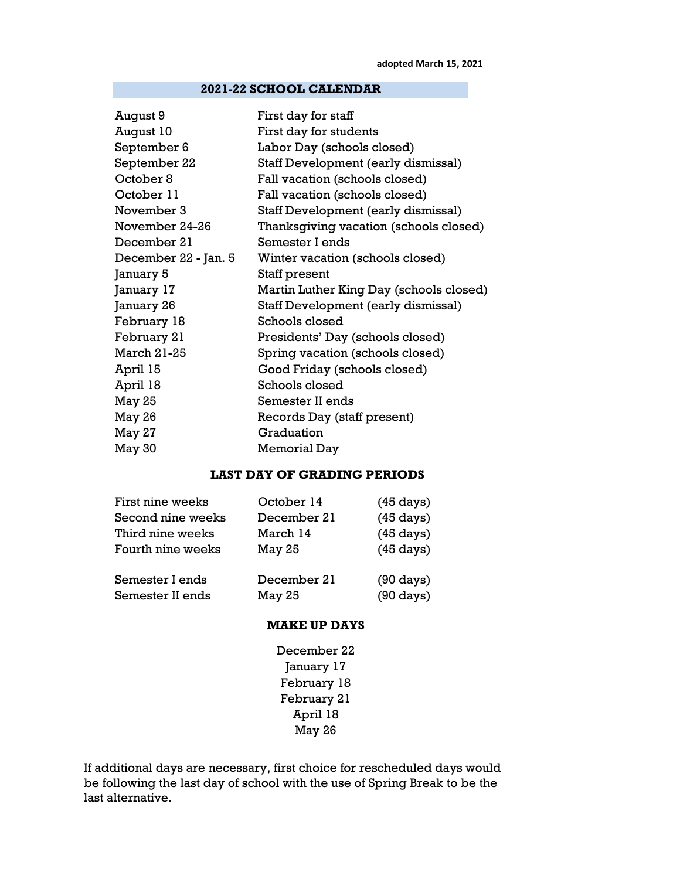adopted March 15, 2021

## 2021-22 SCHOOL CALENDAR

| | |
|---|---|
| August 9 | First day for staff |
| August 10 | First day for students |
| September 6 | Labor Day (schools closed) |
| September 22 | Staff Development (early dismissal) |
| October 8 | Fall vacation (schools closed) |
| October 11 | Fall vacation (schools closed) |
| November 3 | Staff Development (early dismissal) |
| November 24-26 | Thanksgiving vacation (schools closed) |
| December 21 | Semester I ends |
| December 22 - Jan. 5 | Winter vacation (schools closed) |
| January 5 | Staff present |
| January 17 | Martin Luther King Day (schools closed) |
| January 26 | Staff Development (early dismissal) |
| February 18 | Schools closed |
| February 21 | Presidents' Day (schools closed) |
| March 21-25 | Spring vacation (schools closed) |
| April 15 | Good Friday (schools closed) |
| April 18 | Schools closed |
| May 25 | Semester II ends |
| May 26 | Records Day (staff present) |
| May 27 | Graduation |
| May 30 | Memorial Day |

## LAST DAY OF GRADING PERIODS

| | | |
|---|---|---|
| First nine weeks | October 14 | (45 days) |
| Second nine weeks | December 21 | (45 days) |
| Third nine weeks | March 14 | (45 days) |
| Fourth nine weeks | May 25 | (45 days) |
| Semester I ends | December 21 | (90 days) |
| Semester II ends | May 25 | (90 days) |

## MAKE UP DAYS

December 22
January 17
February 18
February 21
April 18
May 26

If additional days are necessary, first choice for rescheduled days would be following the last day of school with the use of Spring Break to be the last alternative.